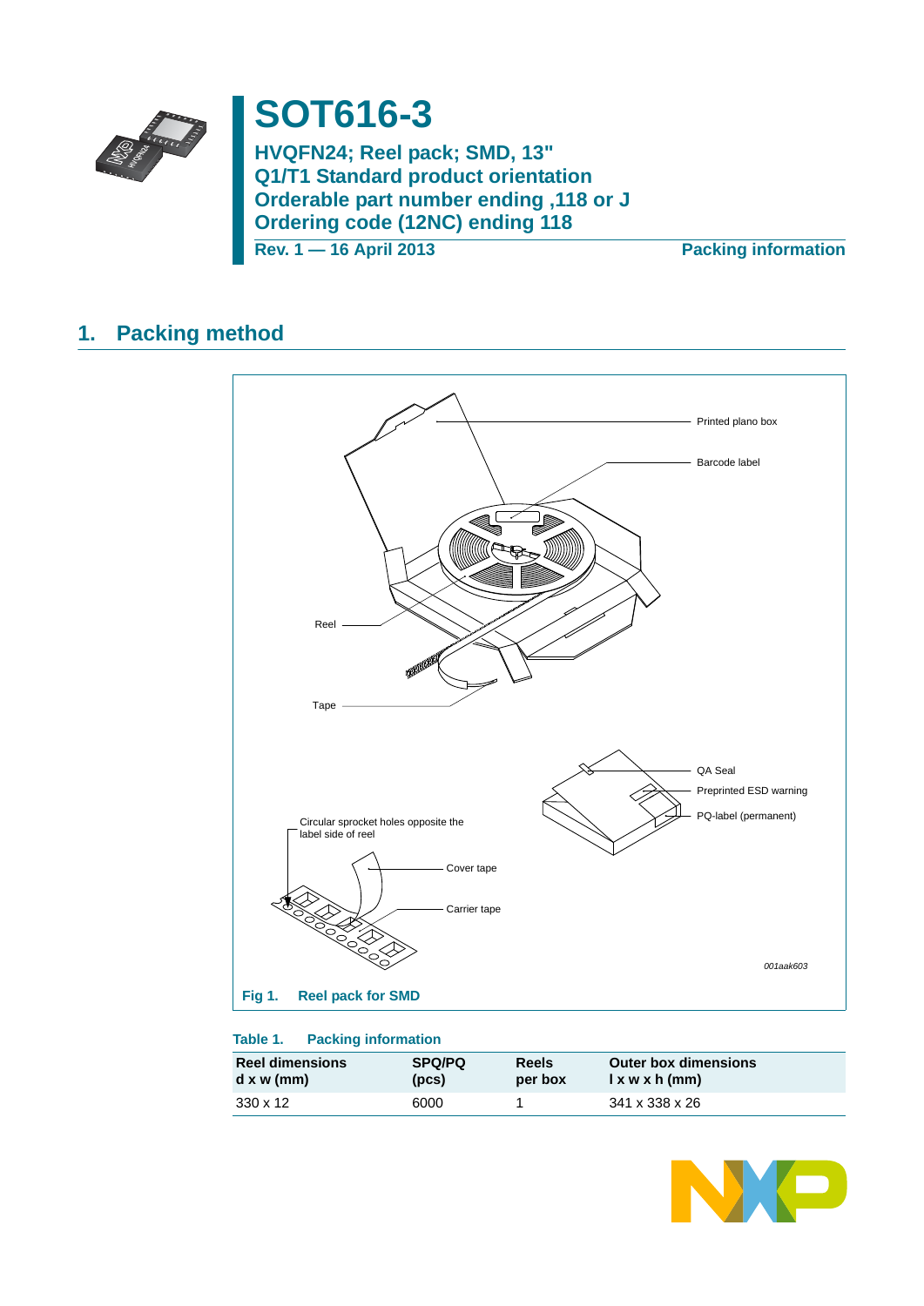# SOT616-3

## HVQFN24; Reel pack; SMD, 13"
## Q1/T1 Standard product orientation
## Orderable part number ending ,118 or J
## Ordering code (12NC) ending 118

**Rev. 1 — 16 April 2013** **Packing information**

## 1. Packing method

Fig 1. Reel pack for SMD

**Table 1. Packing information**

| Reel dimensions d x w (mm) | SPQ/PQ (pcs) | Reels per box | Outer box dimensions l x w x h (mm) |
|---|---|---|---|
| 330 x 12 | 6000 | 1 | 341 x 338 x 26 |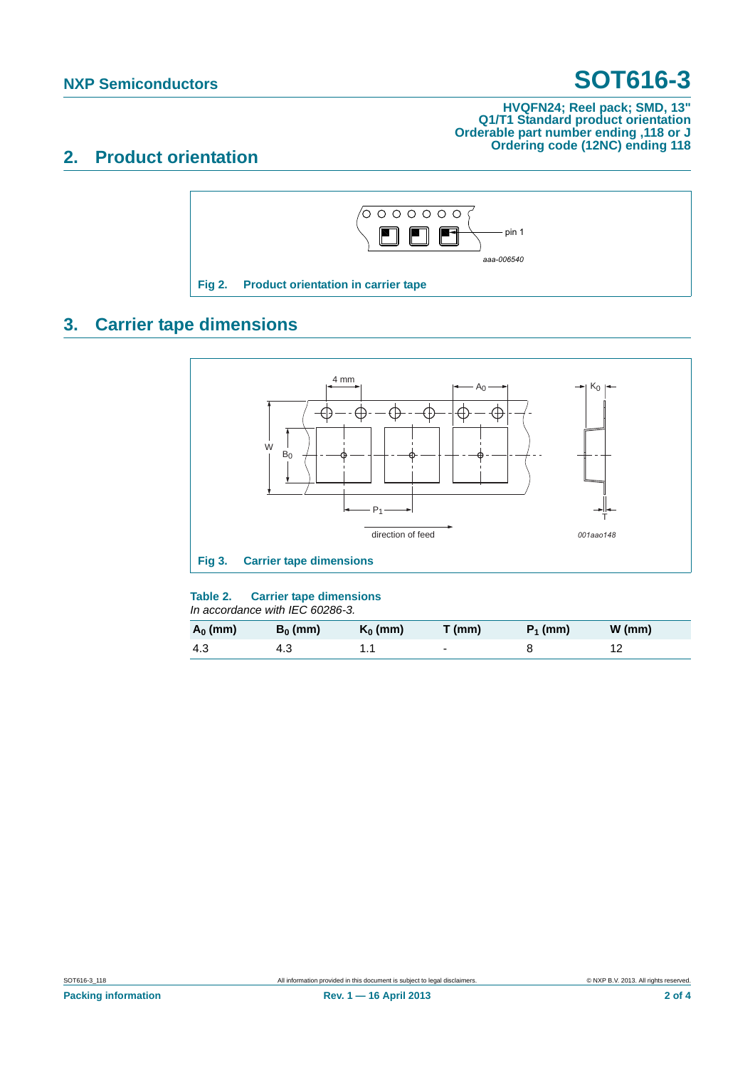## 2. Product orientation

Fig 2. Product orientation in carrier tape

## 3. Carrier tape dimensions

Fig 3. Carrier tape dimensions

**Table 2. Carrier tape dimensions**

*In accordance with IEC 60286-3.*

| $A_0$ (mm) | $B_0$ (mm) | $K_0$ (mm) | T (mm) | $P_1$ (mm) | W (mm) |
|---|---|---|---|---|---|
| 4.3 | 4.3 | 1.1 | - | 8 | 12 |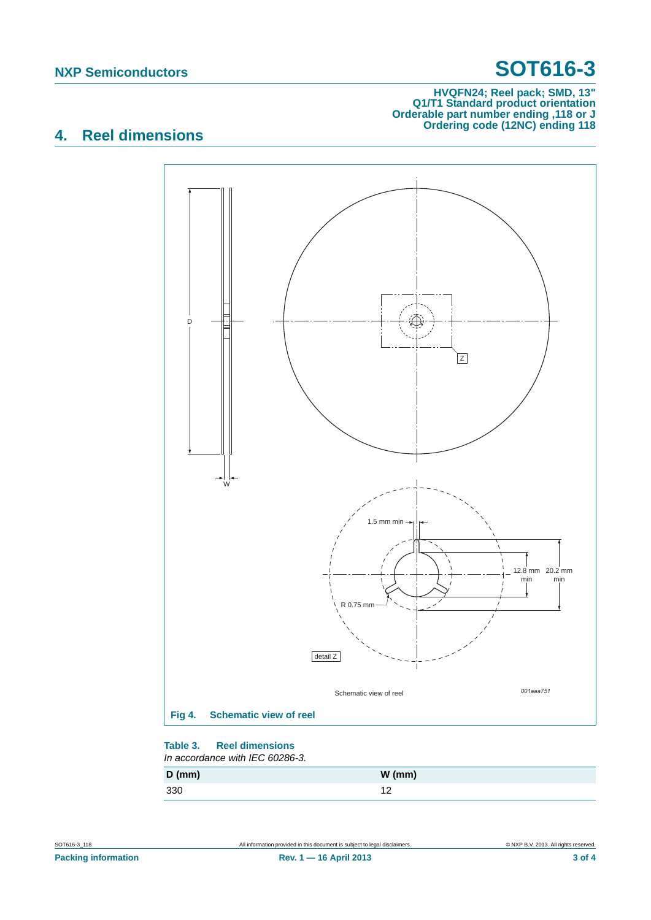## 4. Reel dimensions

Fig 4. Schematic view of reel

**Table 3. Reel dimensions**

*In accordance with IEC 60286-3.*

| D (mm) | W (mm) |
|---|---|
| 330 | 12 |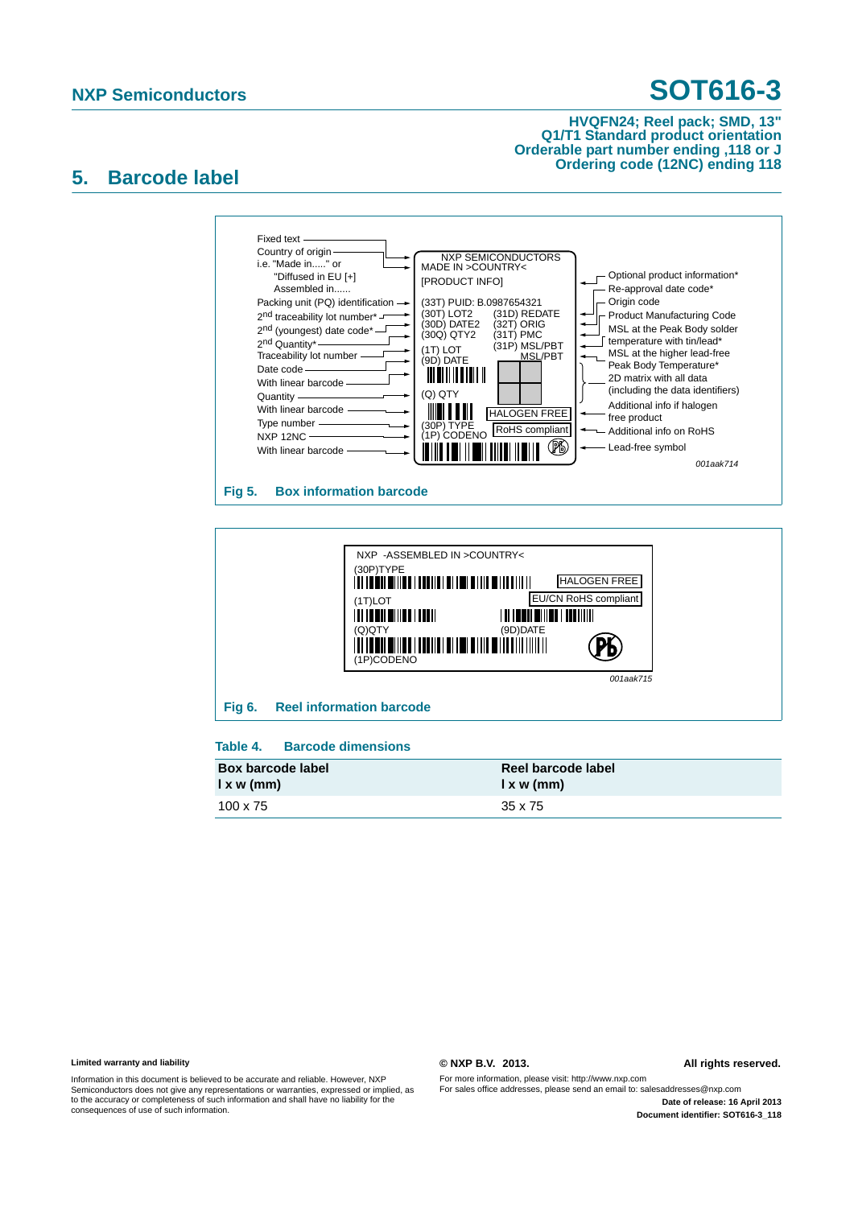## 5. Barcode label

Fixed text
Country of origin
i.e. "Made in....." or
"Diffused in EU [+]
Assembled in......
Packing unit (PQ) identification
2nd traceability lot number*
2nd (youngest) date code*
2nd Quantity*
Traceability lot number
Date code
With linear barcode
Quantity
With linear barcode
Type number
NXP 12NC
With linear barcode

NXP SEMICONDUCTORS
MADE IN >COUNTRY<
[PRODUCT INFO]
(33T) PUID: B.0987654321
(30T) LOT2 (31D) REDATE
(30D) DATE2 (32T) ORIG
(30Q) QTY2 (31T) PMC
(1T) LOT (31P) MSL/PBT
(9D) DATE MSL/PBT
(Q) QTY
HALOGEN FREE
(30P) TYPE
(1P) CODENO
RoHS compliant

Optional product information*
Re-approval date code*
Origin code
Product Manufacturing Code
MSL at the Peak Body solder temperature with tin/lead*
MSL at the higher lead-free Peak Body Temperature*
2D matrix with all data (including the data identifiers)
Additional info if halogen free product
Additional info on RoHS
Lead-free symbol

001aak714

**Fig 5. Box information barcode**

NXP -ASSEMBLED IN >COUNTRY<
(30P)TYPE
HALOGEN FREE
(1T)LOT
EU/CN RoHS compliant
(Q)QTY
(9D)DATE
(1P)CODENO

001aak715

**Fig 6. Reel information barcode**

**Table 4. Barcode dimensions**

| Box barcode label<br>l x w (mm) | Reel barcode label<br>l x w (mm) |
|---|---|
| 100 x 75 | 35 x 75 |